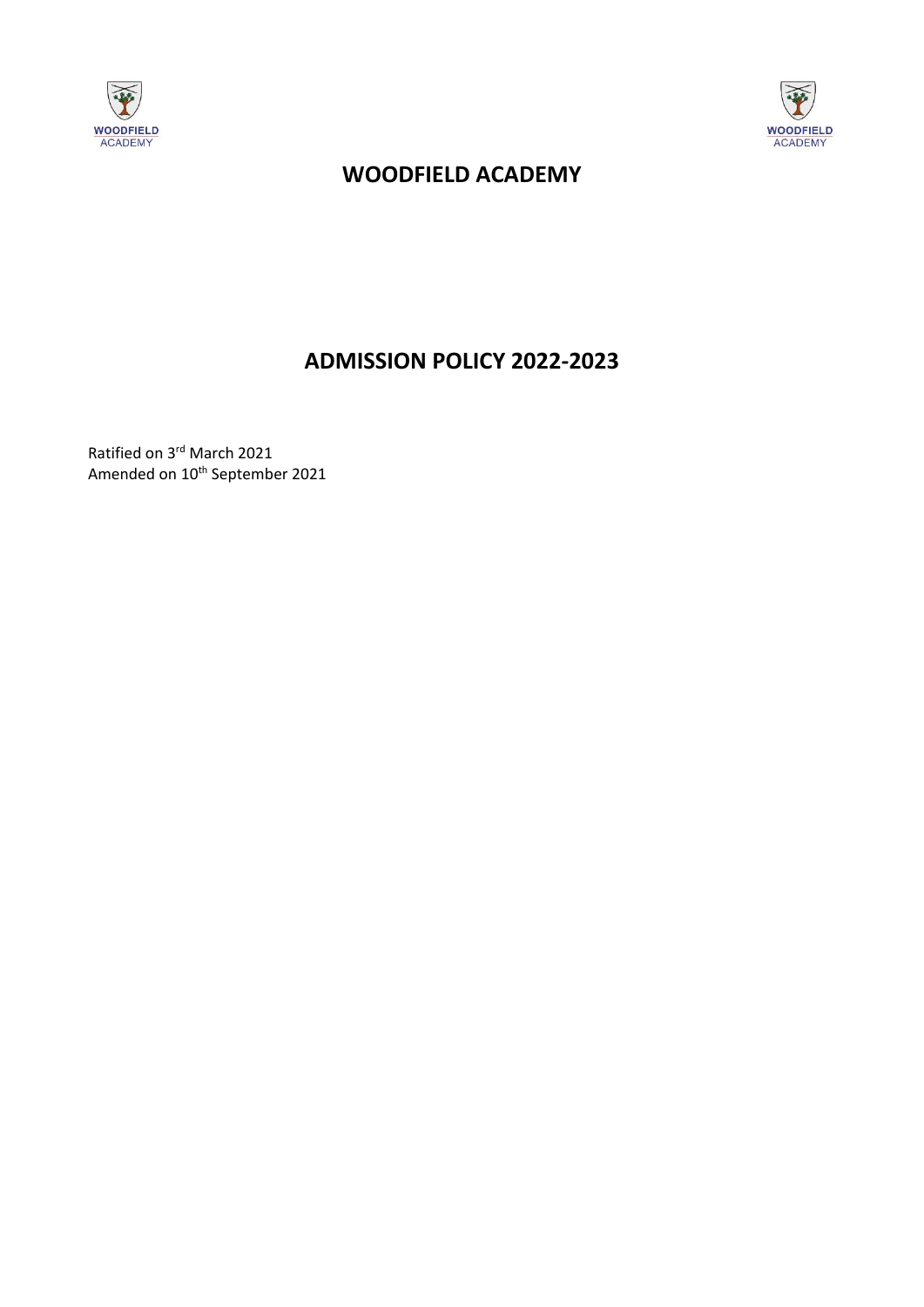# WOODFIELD ACADEMY

## ADMISSION POLICY 2022-2023

Ratified on 3rd March 2021
Amended on 10th September 2021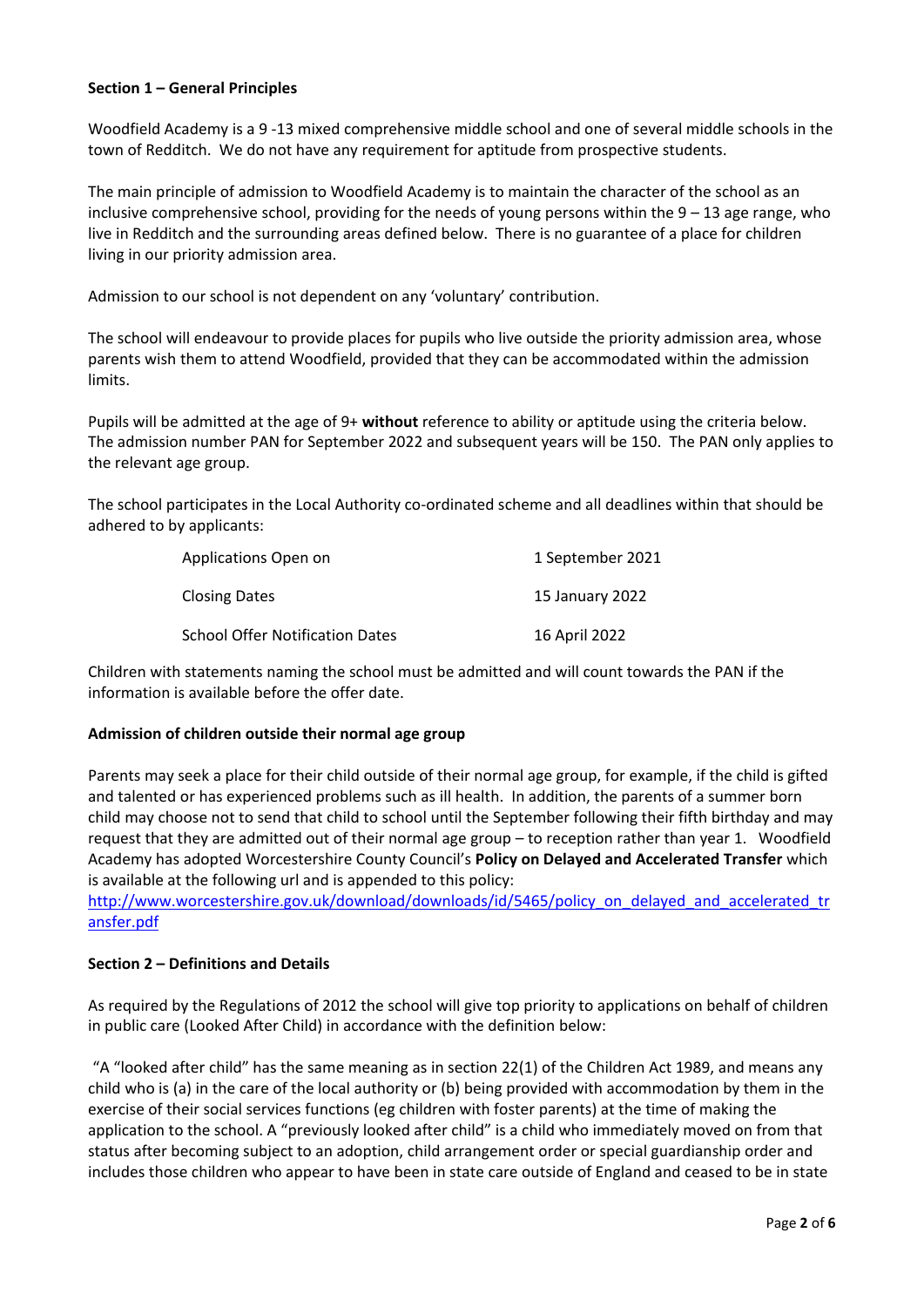**Section 1 – General Principles**

Woodfield Academy is a 9 -13 mixed comprehensive middle school and one of several middle schools in the town of Redditch. We do not have any requirement for aptitude from prospective students.

The main principle of admission to Woodfield Academy is to maintain the character of the school as an inclusive comprehensive school, providing for the needs of young persons within the 9 – 13 age range, who live in Redditch and the surrounding areas defined below. There is no guarantee of a place for children living in our priority admission area.

Admission to our school is not dependent on any 'voluntary' contribution.

The school will endeavour to provide places for pupils who live outside the priority admission area, whose parents wish them to attend Woodfield, provided that they can be accommodated within the admission limits.

Pupils will be admitted at the age of 9+ **without** reference to ability or aptitude using the criteria below. The admission number PAN for September 2022 and subsequent years will be 150. The PAN only applies to the relevant age group.

The school participates in the Local Authority co-ordinated scheme and all deadlines within that should be adhered to by applicants:

| | |
|---|---|
| Applications Open on | 1 September 2021 |
| Closing Dates | 15 January 2022 |
| School Offer Notification Dates | 16 April 2022 |

Children with statements naming the school must be admitted and will count towards the PAN if the information is available before the offer date.

**Admission of children outside their normal age group**

Parents may seek a place for their child outside of their normal age group, for example, if the child is gifted and talented or has experienced problems such as ill health. In addition, the parents of a summer born child may choose not to send that child to school until the September following their fifth birthday and may request that they are admitted out of their normal age group – to reception rather than year 1. Woodfield Academy has adopted Worcestershire County Council's **Policy on Delayed and Accelerated Transfer** which is available at the following url and is appended to this policy:
http://www.worcestershire.gov.uk/download/downloads/id/5465/policy_on_delayed_and_accelerated_transfer.pdf

**Section 2 – Definitions and Details**

As required by the Regulations of 2012 the school will give top priority to applications on behalf of children in public care (Looked After Child) in accordance with the definition below:

"A "looked after child" has the same meaning as in section 22(1) of the Children Act 1989, and means any child who is (a) in the care of the local authority or (b) being provided with accommodation by them in the exercise of their social services functions (eg children with foster parents) at the time of making the application to the school. A "previously looked after child" is a child who immediately moved on from that status after becoming subject to an adoption, child arrangement order or special guardianship order and includes those children who appear to have been in state care outside of England and ceased to be in state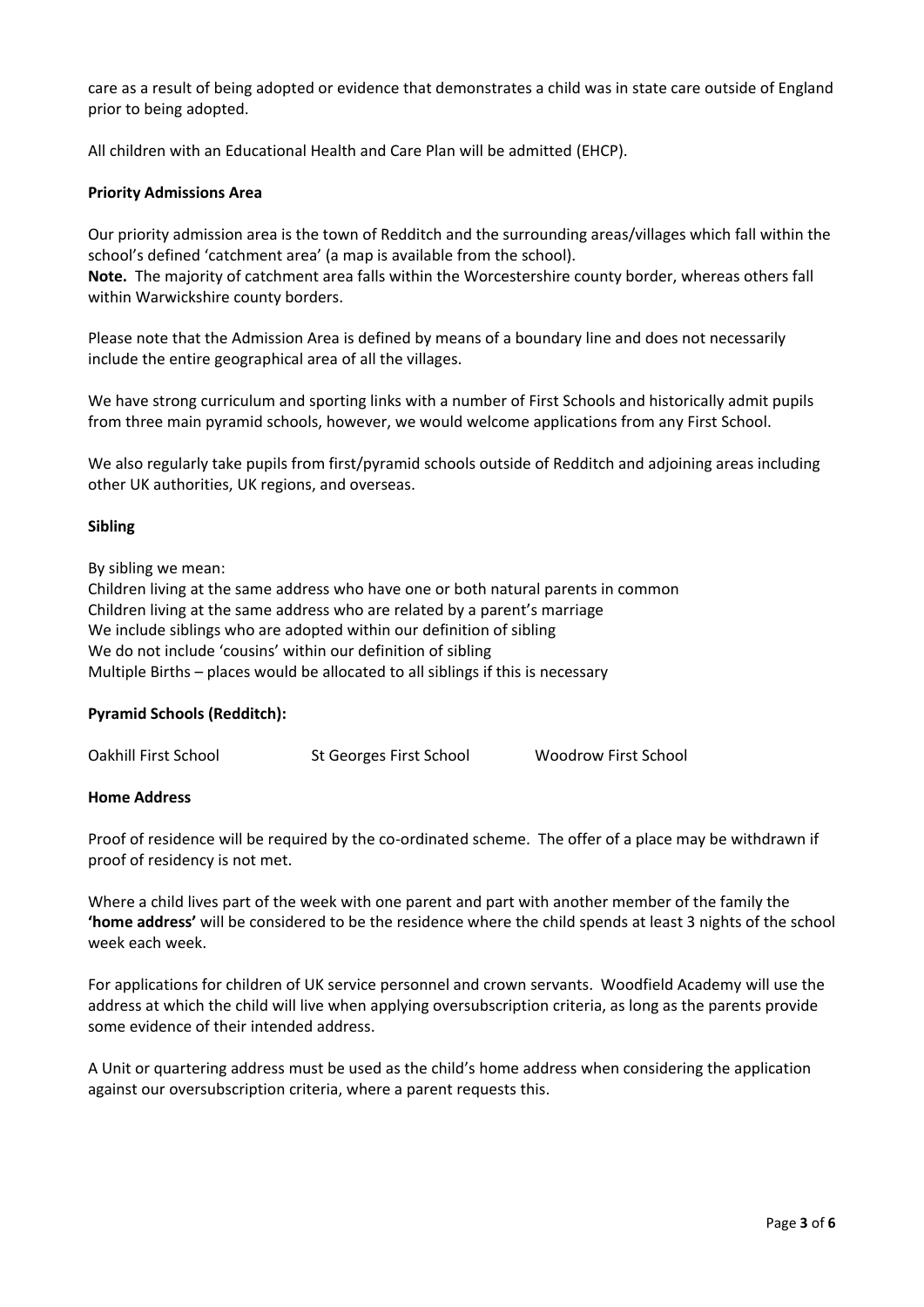care as a result of being adopted or evidence that demonstrates a child was in state care outside of England prior to being adopted.

All children with an Educational Health and Care Plan will be admitted (EHCP).

**Priority Admissions Area**

Our priority admission area is the town of Redditch and the surrounding areas/villages which fall within the school's defined 'catchment area' (a map is available from the school).
**Note.** The majority of catchment area falls within the Worcestershire county border, whereas others fall within Warwickshire county borders.

Please note that the Admission Area is defined by means of a boundary line and does not necessarily include the entire geographical area of all the villages.

We have strong curriculum and sporting links with a number of First Schools and historically admit pupils from three main pyramid schools, however, we would welcome applications from any First School.

We also regularly take pupils from first/pyramid schools outside of Redditch and adjoining areas including other UK authorities, UK regions, and overseas.

**Sibling**

By sibling we mean:
Children living at the same address who have one or both natural parents in common
Children living at the same address who are related by a parent's marriage
We include siblings who are adopted within our definition of sibling
We do not include 'cousins' within our definition of sibling
Multiple Births – places would be allocated to all siblings if this is necessary

**Pyramid Schools (Redditch):**

Oakhill First School　　St Georges First School　　Woodrow First School

**Home Address**

Proof of residence will be required by the co-ordinated scheme. The offer of a place may be withdrawn if proof of residency is not met.

Where a child lives part of the week with one parent and part with another member of the family the **'home address'** will be considered to be the residence where the child spends at least 3 nights of the school week each week.

For applications for children of UK service personnel and crown servants. Woodfield Academy will use the address at which the child will live when applying oversubscription criteria, as long as the parents provide some evidence of their intended address.

A Unit or quartering address must be used as the child's home address when considering the application against our oversubscription criteria, where a parent requests this.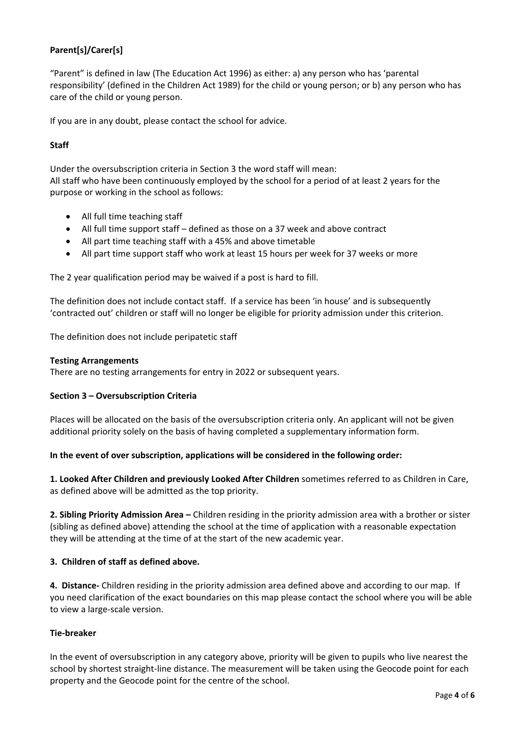**Parent[s]/Carer[s]**

"Parent" is defined in law (The Education Act 1996) as either: a) any person who has 'parental responsibility' (defined in the Children Act 1989) for the child or young person; or b) any person who has care of the child or young person.

If you are in any doubt, please contact the school for advice.

**Staff**

Under the oversubscription criteria in Section 3 the word staff will mean:
All staff who have been continuously employed by the school for a period of at least 2 years for the purpose or working in the school as follows:

- All full time teaching staff
- All full time support staff – defined as those on a 37 week and above contract
- All part time teaching staff with a 45% and above timetable
- All part time support staff who work at least 15 hours per week for 37 weeks or more

The 2 year qualification period may be waived if a post is hard to fill.

The definition does not include contact staff. If a service has been 'in house' and is subsequently 'contracted out' children or staff will no longer be eligible for priority admission under this criterion.

The definition does not include peripatetic staff

**Testing Arrangements**
There are no testing arrangements for entry in 2022 or subsequent years.

**Section 3 – Oversubscription Criteria**

Places will be allocated on the basis of the oversubscription criteria only. An applicant will not be given additional priority solely on the basis of having completed a supplementary information form.

**In the event of over subscription, applications will be considered in the following order:**

**1. Looked After Children and previously Looked After Children** sometimes referred to as Children in Care, as defined above will be admitted as the top priority.

**2. Sibling Priority Admission Area –** Children residing in the priority admission area with a brother or sister (sibling as defined above) attending the school at the time of application with a reasonable expectation they will be attending at the time of at the start of the new academic year.

**3. Children of staff as defined above.**

**4. Distance-** Children residing in the priority admission area defined above and according to our map. If you need clarification of the exact boundaries on this map please contact the school where you will be able to view a large-scale version.

**Tie-breaker**

In the event of oversubscription in any category above, priority will be given to pupils who live nearest the school by shortest straight-line distance. The measurement will be taken using the Geocode point for each property and the Geocode point for the centre of the school.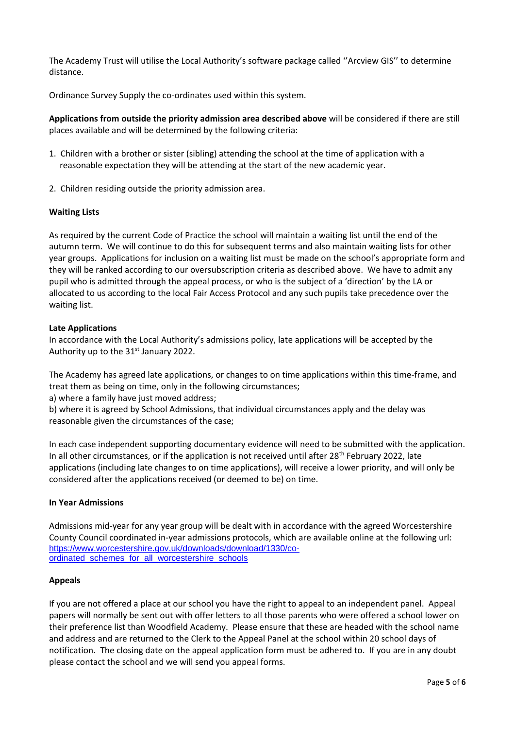The Academy Trust will utilise the Local Authority's software package called ''Arcview GIS'' to determine distance.

Ordinance Survey Supply the co-ordinates used within this system.

**Applications from outside the priority admission area described above** will be considered if there are still places available and will be determined by the following criteria:

1. Children with a brother or sister (sibling) attending the school at the time of application with a reasonable expectation they will be attending at the start of the new academic year.
2. Children residing outside the priority admission area.

**Waiting Lists**

As required by the current Code of Practice the school will maintain a waiting list until the end of the autumn term. We will continue to do this for subsequent terms and also maintain waiting lists for other year groups. Applications for inclusion on a waiting list must be made on the school's appropriate form and they will be ranked according to our oversubscription criteria as described above. We have to admit any pupil who is admitted through the appeal process, or who is the subject of a 'direction' by the LA or allocated to us according to the local Fair Access Protocol and any such pupils take precedence over the waiting list.

**Late Applications**

In accordance with the Local Authority's admissions policy, late applications will be accepted by the Authority up to the 31st January 2022.

The Academy has agreed late applications, or changes to on time applications within this time-frame, and treat them as being on time, only in the following circumstances;
a) where a family have just moved address;
b) where it is agreed by School Admissions, that individual circumstances apply and the delay was reasonable given the circumstances of the case;

In each case independent supporting documentary evidence will need to be submitted with the application. In all other circumstances, or if the application is not received until after 28th February 2022, late applications (including late changes to on time applications), will receive a lower priority, and will only be considered after the applications received (or deemed to be) on time.

**In Year Admissions**

Admissions mid-year for any year group will be dealt with in accordance with the agreed Worcestershire County Council coordinated in-year admissions protocols, which are available online at the following url: https://www.worcestershire.gov.uk/downloads/download/1330/co-ordinated_schemes_for_all_worcestershire_schools

**Appeals**

If you are not offered a place at our school you have the right to appeal to an independent panel. Appeal papers will normally be sent out with offer letters to all those parents who were offered a school lower on their preference list than Woodfield Academy. Please ensure that these are headed with the school name and address and are returned to the Clerk to the Appeal Panel at the school within 20 school days of notification. The closing date on the appeal application form must be adhered to. If you are in any doubt please contact the school and we will send you appeal forms.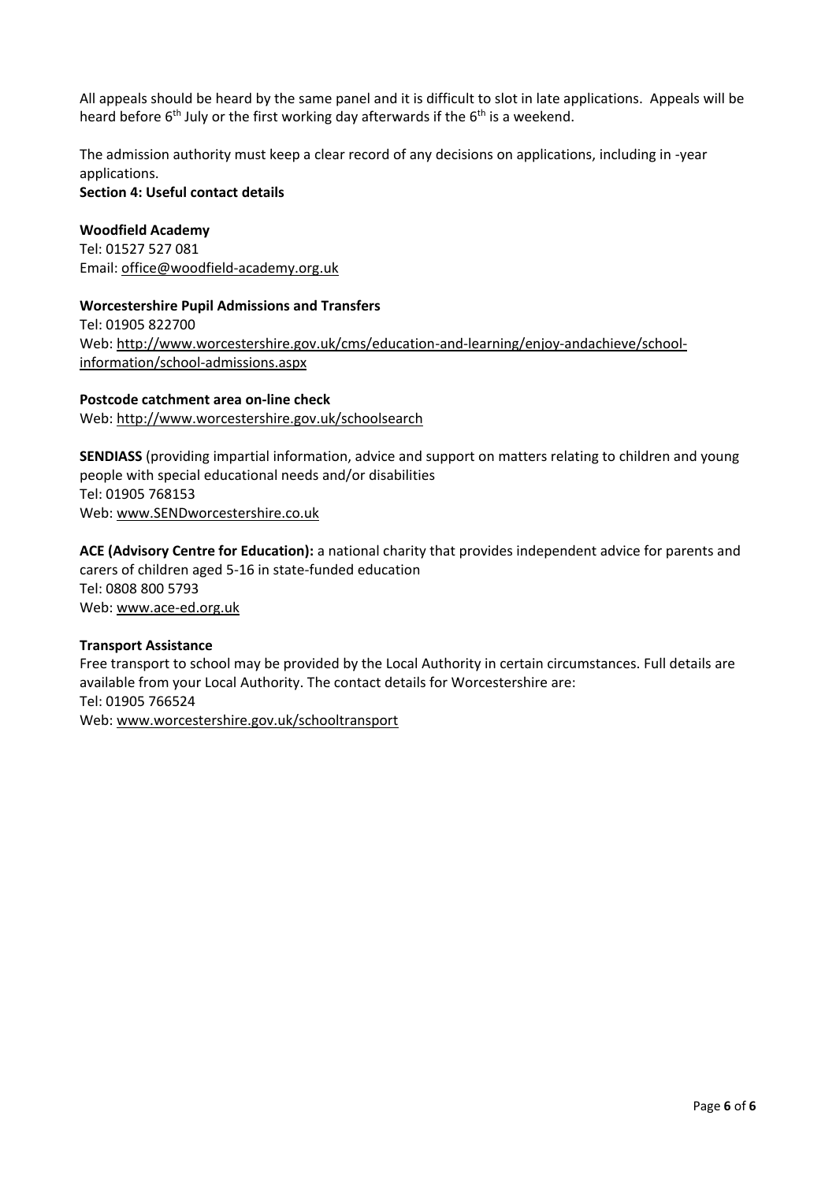All appeals should be heard by the same panel and it is difficult to slot in late applications. Appeals will be heard before 6th July or the first working day afterwards if the 6th is a weekend.

The admission authority must keep a clear record of any decisions on applications, including in -year applications.

## Section 4: Useful contact details

**Woodfield Academy**
Tel: 01527 527 081
Email: office@woodfield-academy.org.uk

**Worcestershire Pupil Admissions and Transfers**
Tel: 01905 822700
Web: http://www.worcestershire.gov.uk/cms/education-and-learning/enjoy-andachieve/school-information/school-admissions.aspx

**Postcode catchment area on-line check**
Web: http://www.worcestershire.gov.uk/schoolsearch

**SENDIASS** (providing impartial information, advice and support on matters relating to children and young people with special educational needs and/or disabilities
Tel: 01905 768153
Web: www.SENDworcestershire.co.uk

**ACE (Advisory Centre for Education):** a national charity that provides independent advice for parents and carers of children aged 5-16 in state-funded education
Tel: 0808 800 5793
Web: www.ace-ed.org.uk

**Transport Assistance**
Free transport to school may be provided by the Local Authority in certain circumstances. Full details are available from your Local Authority. The contact details for Worcestershire are:
Tel: 01905 766524
Web: www.worcestershire.gov.uk/schooltransport